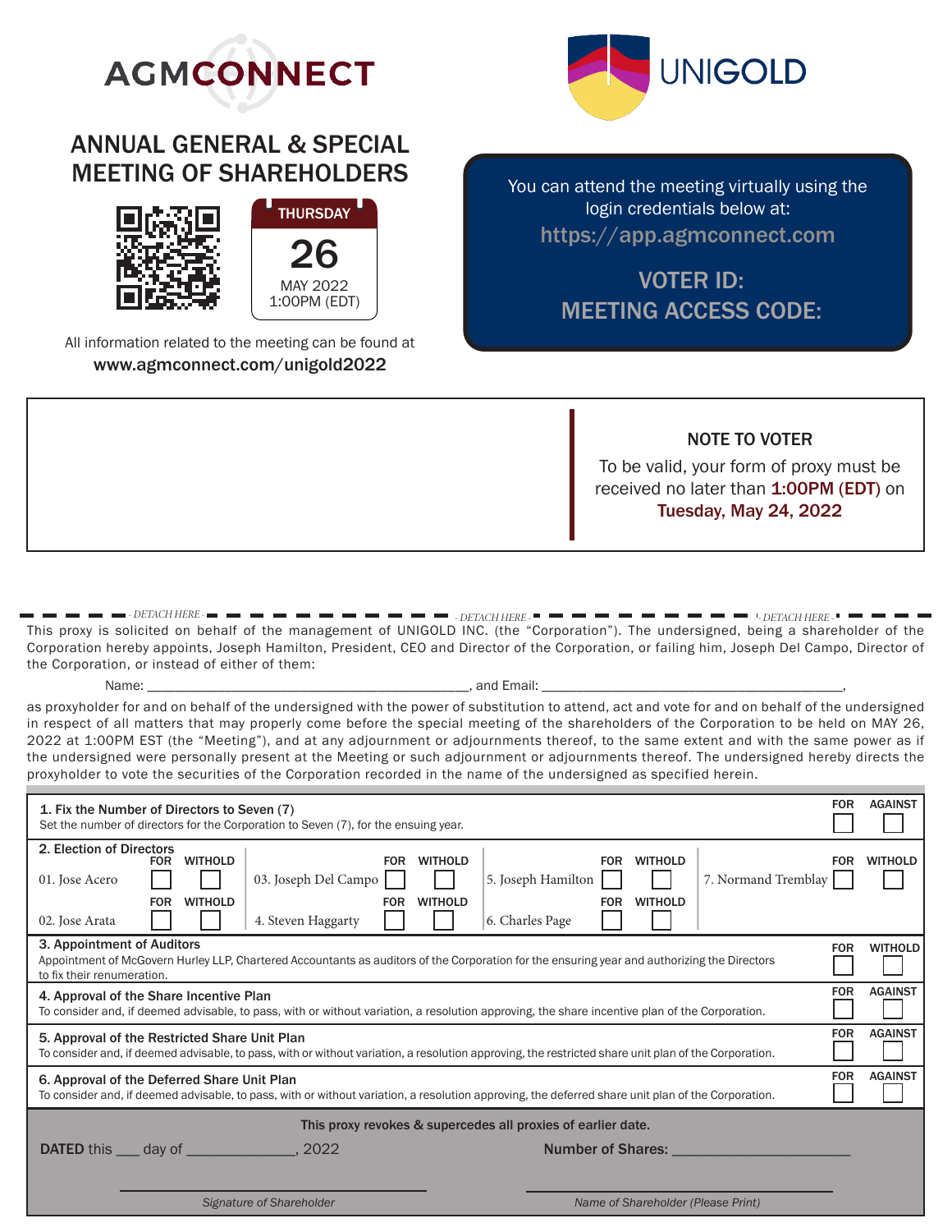AGMCONNECT

UNIGOLD

# ANNUAL GENERAL & SPECIAL MEETING OF SHAREHOLDERS

THURSDAY
26
MAY 2022
1:00PM (EDT)

All information related to the meeting can be found at
**www.agmconnect.com/unigold2022**

You can attend the meeting virtually using the login credentials below at:
**https://app.agmconnect.com**

**VOTER ID:**
**MEETING ACCESS CODE:**

**NOTE TO VOTER**

To be valid, your form of proxy must be received no later than **1:00PM (EDT)** on **Tuesday, May 24, 2022**

- DETACH HERE - - DETACH HERE - - DETACH HERE -

This proxy is solicited on behalf of the management of UNIGOLD INC. (the "Corporation"). The undersigned, being a shareholder of the Corporation hereby appoints, Joseph Hamilton, President, CEO and Director of the Corporation, or failing him, Joseph Del Campo, Director of the Corporation, or instead of either of them:

Name: ____________________________________________, and Email: ________________________________________,

as proxyholder for and on behalf of the undersigned with the power of substitution to attend, act and vote for and on behalf of the undersigned in respect of all matters that may properly come before the special meeting of the shareholders of the Corporation to be held on MAY 26, 2022 at 1:00PM EST (the "Meeting"), and at any adjournment or adjournments thereof, to the same extent and with the same power as if the undersigned were personally present at the Meeting or such adjournment or adjournments thereof. The undersigned hereby directs the proxyholder to vote the securities of the Corporation recorded in the name of the undersigned as specified herein.

**1. Fix the Number of Directors to Seven (7)**
Set the number of directors for the Corporation to Seven (7), for the ensuing year. — FOR ☐ AGAINST ☐

**2. Election of Directors**

| Nominee | FOR | WITHOLD |
|---|---|---|
| 01. Jose Acero | ☐ | ☐ |
| 02. Jose Arata | ☐ | ☐ |
| 03. Joseph Del Campo | ☐ | ☐ |
| 4. Steven Haggarty | ☐ | ☐ |
| 5. Joseph Hamilton | ☐ | ☐ |
| 6. Charles Page | ☐ | ☐ |
| 7. Normand Tremblay | ☐ | ☐ |

**3. Appointment of Auditors**
Appointment of McGovern Hurley LLP, Chartered Accountants as auditors of the Corporation for the ensuring year and authorizing the Directors to fix their renumeration. — FOR ☐ WITHOLD ☐

**4. Approval of the Share Incentive Plan**
To consider and, if deemed advisable, to pass, with or without variation, a resolution approving, the share incentive plan of the Corporation. — FOR ☐ AGAINST ☐

**5. Approval of the Restricted Share Unit Plan**
To consider and, if deemed advisable, to pass, with or without variation, a resolution approving, the restricted share unit plan of the Corporation. — FOR ☐ AGAINST ☐

**6. Approval of the Deferred Share Unit Plan**
To consider and, if deemed advisable, to pass, with or without variation, a resolution approving, the deferred share unit plan of the Corporation. — FOR ☐ AGAINST ☐

**This proxy revokes & supercedes all proxies of earlier date.**

**DATED** this ___ day of ______________, 2022 **Number of Shares:** ______________________

________________________________
*Signature of Shareholder*

________________________________
*Name of Shareholder (Please Print)*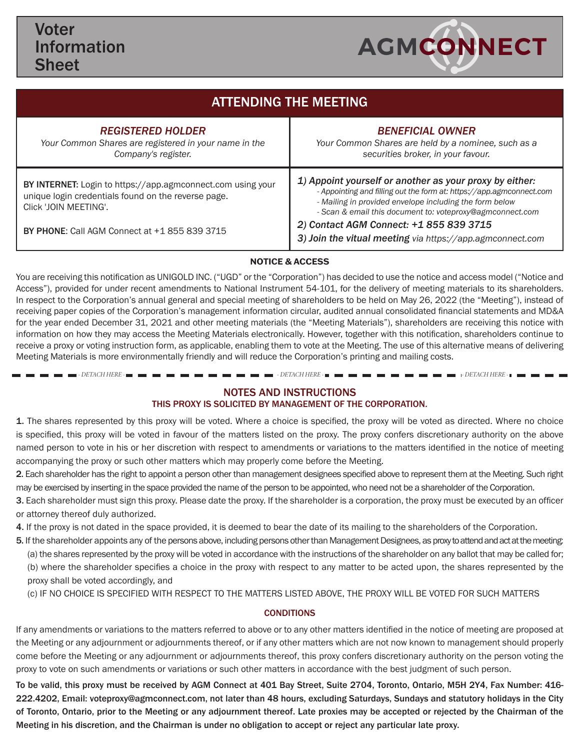# Voter Information Sheet

AGMCONNECT

## ATTENDING THE MEETING

| *REGISTERED HOLDER* Your Common Shares are registered in your name in the Company's register. | *BENEFICIAL OWNER* Your Common Shares are held by a nominee, such as a securities broker, in your favour. |
| --- | --- |
| **BY INTERNET:** Login to https://app.agmconnect.com using your unique login credentials found on the reverse page. Click 'JOIN MEETING'.<br><br>**BY PHONE**: Call AGM Connect at +1 855 839 3715 | ***1) Appoint yourself or another as your proxy by either:***<br>*- Appointing and filling out the form at: https://app.agmconnect.com*<br>*- Mailing in provided envelope including the form below*<br>*- Scan & email this document to: voteproxy@agmconnect.com*<br>***2) Contact AGM Connect: +1 855 839 3715***<br>***3) Join the vitual meeting** via https://app.agmconnect.com* |

### NOTICE & ACCESS

You are receiving this notification as UNIGOLD INC. ("UGD" or the "Corporation") has decided to use the notice and access model ("Notice and Access"), provided for under recent amendments to National Instrument 54-101, for the delivery of meeting materials to its shareholders. In respect to the Corporation's annual general and special meeting of shareholders to be held on May 26, 2022 (the "Meeting"), instead of receiving paper copies of the Corporation's management information circular, audited annual consolidated financial statements and MD&A for the year ended December 31, 2021 and other meeting materials (the "Meeting Materials"), shareholders are receiving this notice with information on how they may access the Meeting Materials electronically. However, together with this notification, shareholders continue to receive a proxy or voting instruction form, as applicable, enabling them to vote at the Meeting. The use of this alternative means of delivering Meeting Materials is more environmentally friendly and will reduce the Corporation's printing and mailing costs.

*- DETACH HERE -* *- DETACH HERE -* *- DETACH HERE -*

## NOTES AND INSTRUCTIONS

### THIS PROXY IS SOLICITED BY MANAGEMENT OF THE CORPORATION.

**1.** The shares represented by this proxy will be voted. Where a choice is specified, the proxy will be voted as directed. Where no choice is specified, this proxy will be voted in favour of the matters listed on the proxy. The proxy confers discretionary authority on the above named person to vote in his or her discretion with respect to amendments or variations to the matters identified in the notice of meeting accompanying the proxy or such other matters which may properly come before the Meeting.

**2.** Each shareholder has the right to appoint a person other than management designees specified above to represent them at the Meeting. Such right may be exercised by inserting in the space provided the name of the person to be appointed, who need not be a shareholder of the Corporation.

**3.** Each shareholder must sign this proxy. Please date the proxy. If the shareholder is a corporation, the proxy must be executed by an officer or attorney thereof duly authorized.

**4.** If the proxy is not dated in the space provided, it is deemed to bear the date of its mailing to the shareholders of the Corporation.

**5.** If the shareholder appoints any of the persons above, including persons other than Management Designees, as proxy to attend and act at the meeting:

(a) the shares represented by the proxy will be voted in accordance with the instructions of the shareholder on any ballot that may be called for;

(b) where the shareholder specifies a choice in the proxy with respect to any matter to be acted upon, the shares represented by the proxy shall be voted accordingly, and

(c) IF NO CHOICE IS SPECIFIED WITH RESPECT TO THE MATTERS LISTED ABOVE, THE PROXY WILL BE VOTED FOR SUCH MATTERS

### CONDITIONS

If any amendments or variations to the matters referred to above or to any other matters identified in the notice of meeting are proposed at the Meeting or any adjournment or adjournments thereof, or if any other matters which are not now known to management should properly come before the Meeting or any adjournment or adjournments thereof, this proxy confers discretionary authority on the person voting the proxy to vote on such amendments or variations or such other matters in accordance with the best judgment of such person.

**To be valid, this proxy must be received by AGM Connect at 401 Bay Street, Suite 2704, Toronto, Ontario, M5H 2Y4, Fax Number: 416-222.4202, Email: voteproxy@agmconnect.com, not later than 48 hours, excluding Saturdays, Sundays and statutory holidays in the City of Toronto, Ontario, prior to the Meeting or any adjournment thereof. Late proxies may be accepted or rejected by the Chairman of the Meeting in his discretion, and the Chairman is under no obligation to accept or reject any particular late proxy.**